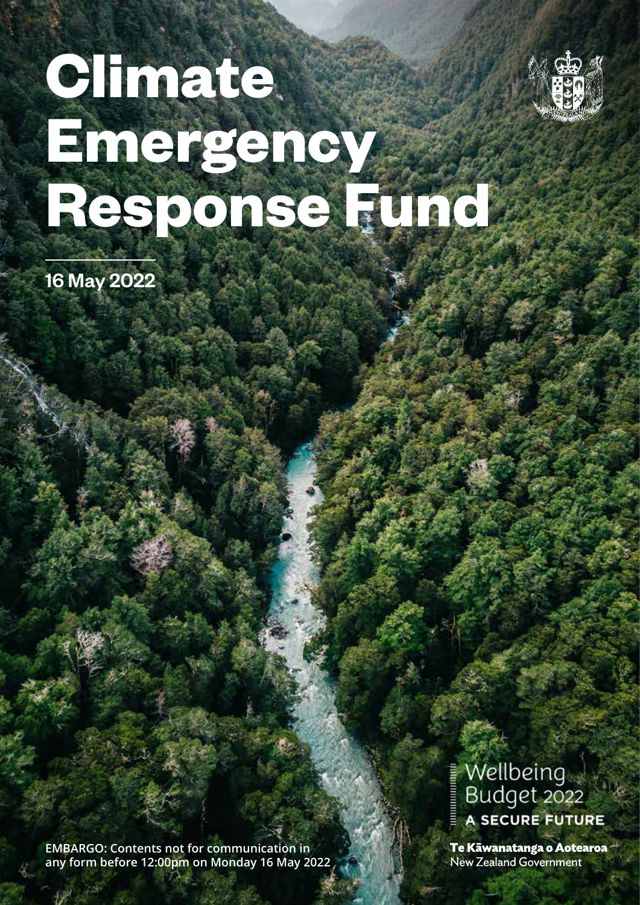# Climate Emergency Response Fund

16 May 2022

Wellbeing Budget 2022

A SECURE FUTURE

EMBARGO: Contents not for communication in any form before 12:00pm on Monday 16 May 2022

Te Kāwanatanga o Aotearoa
New Zealand Government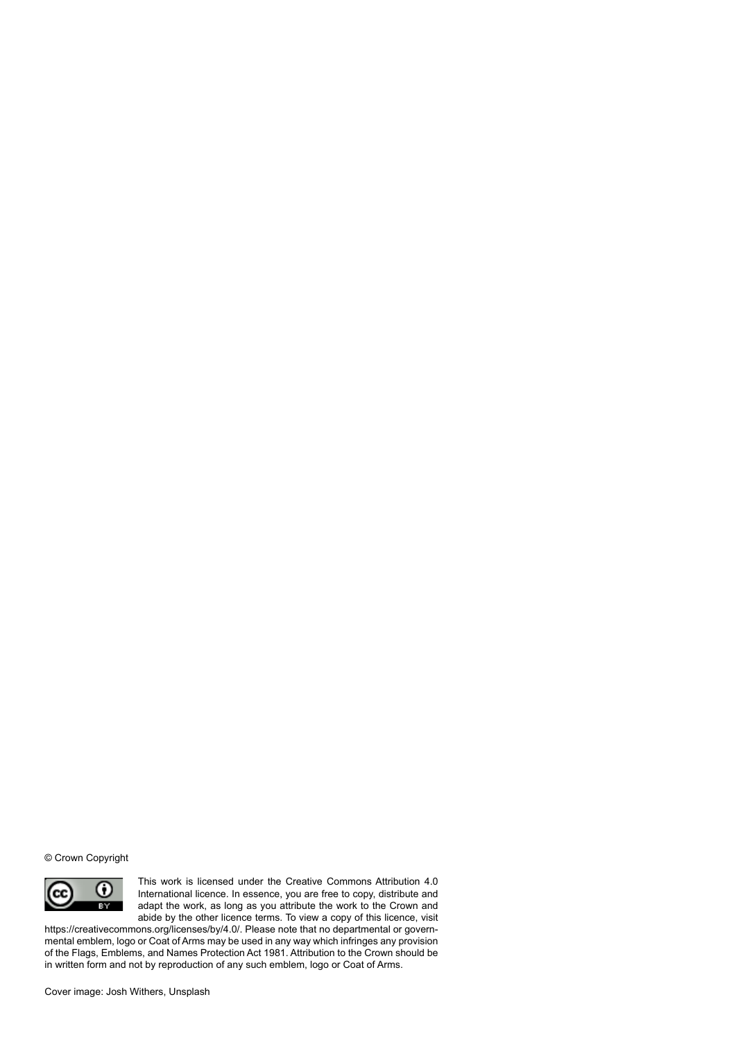© Crown Copyright

This work is licensed under the Creative Commons Attribution 4.0 International licence. In essence, you are free to copy, distribute and adapt the work, as long as you attribute the work to the Crown and abide by the other licence terms. To view a copy of this licence, visit https://creativecommons.org/licenses/by/4.0/. Please note that no departmental or governmental emblem, logo or Coat of Arms may be used in any way which infringes any provision of the Flags, Emblems, and Names Protection Act 1981. Attribution to the Crown should be in written form and not by reproduction of any such emblem, logo or Coat of Arms.

Cover image: Josh Withers, Unsplash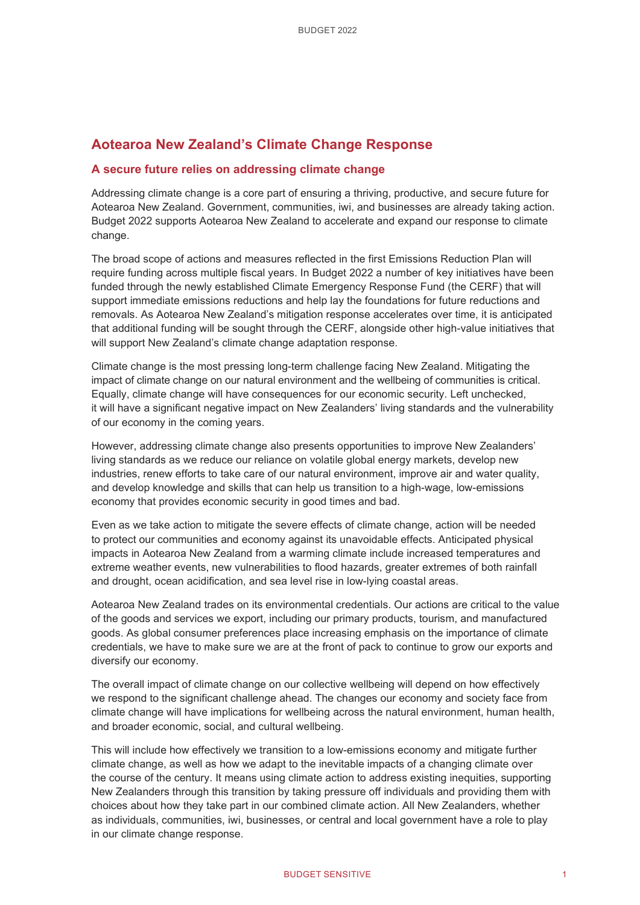## Aotearoa New Zealand's Climate Change Response

### A secure future relies on addressing climate change

Addressing climate change is a core part of ensuring a thriving, productive, and secure future for Aotearoa New Zealand. Government, communities, iwi, and businesses are already taking action. Budget 2022 supports Aotearoa New Zealand to accelerate and expand our response to climate change.

The broad scope of actions and measures reflected in the first Emissions Reduction Plan will require funding across multiple fiscal years. In Budget 2022 a number of key initiatives have been funded through the newly established Climate Emergency Response Fund (the CERF) that will support immediate emissions reductions and help lay the foundations for future reductions and removals. As Aotearoa New Zealand's mitigation response accelerates over time, it is anticipated that additional funding will be sought through the CERF, alongside other high-value initiatives that will support New Zealand's climate change adaptation response.

Climate change is the most pressing long-term challenge facing New Zealand. Mitigating the impact of climate change on our natural environment and the wellbeing of communities is critical. Equally, climate change will have consequences for our economic security. Left unchecked, it will have a significant negative impact on New Zealanders' living standards and the vulnerability of our economy in the coming years.

However, addressing climate change also presents opportunities to improve New Zealanders' living standards as we reduce our reliance on volatile global energy markets, develop new industries, renew efforts to take care of our natural environment, improve air and water quality, and develop knowledge and skills that can help us transition to a high-wage, low-emissions economy that provides economic security in good times and bad.

Even as we take action to mitigate the severe effects of climate change, action will be needed to protect our communities and economy against its unavoidable effects. Anticipated physical impacts in Aotearoa New Zealand from a warming climate include increased temperatures and extreme weather events, new vulnerabilities to flood hazards, greater extremes of both rainfall and drought, ocean acidification, and sea level rise in low-lying coastal areas.

Aotearoa New Zealand trades on its environmental credentials. Our actions are critical to the value of the goods and services we export, including our primary products, tourism, and manufactured goods. As global consumer preferences place increasing emphasis on the importance of climate credentials, we have to make sure we are at the front of pack to continue to grow our exports and diversify our economy.

The overall impact of climate change on our collective wellbeing will depend on how effectively we respond to the significant challenge ahead. The changes our economy and society face from climate change will have implications for wellbeing across the natural environment, human health, and broader economic, social, and cultural wellbeing.

This will include how effectively we transition to a low-emissions economy and mitigate further climate change, as well as how we adapt to the inevitable impacts of a changing climate over the course of the century. It means using climate action to address existing inequities, supporting New Zealanders through this transition by taking pressure off individuals and providing them with choices about how they take part in our combined climate action. All New Zealanders, whether as individuals, communities, iwi, businesses, or central and local government have a role to play in our climate change response.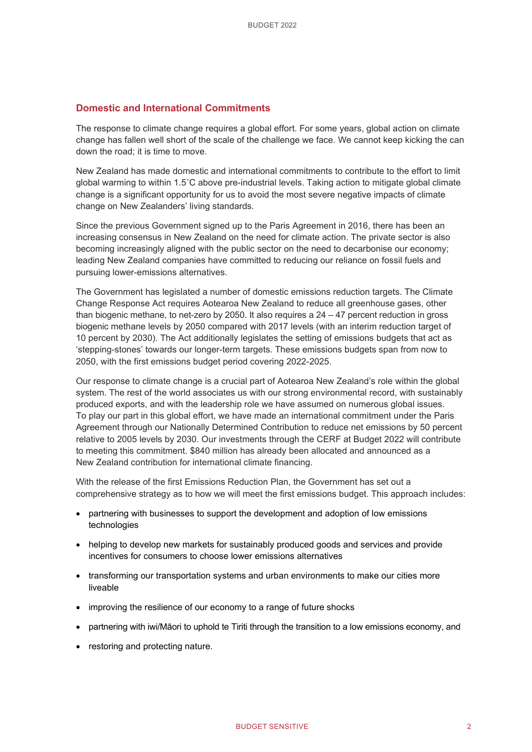## Domestic and International Commitments

The response to climate change requires a global effort. For some years, global action on climate change has fallen well short of the scale of the challenge we face. We cannot keep kicking the can down the road; it is time to move.

New Zealand has made domestic and international commitments to contribute to the effort to limit global warming to within 1.5˚C above pre-industrial levels. Taking action to mitigate global climate change is a significant opportunity for us to avoid the most severe negative impacts of climate change on New Zealanders' living standards.

Since the previous Government signed up to the Paris Agreement in 2016, there has been an increasing consensus in New Zealand on the need for climate action. The private sector is also becoming increasingly aligned with the public sector on the need to decarbonise our economy; leading New Zealand companies have committed to reducing our reliance on fossil fuels and pursuing lower-emissions alternatives.

The Government has legislated a number of domestic emissions reduction targets. The Climate Change Response Act requires Aotearoa New Zealand to reduce all greenhouse gases, other than biogenic methane, to net-zero by 2050. It also requires a 24 – 47 percent reduction in gross biogenic methane levels by 2050 compared with 2017 levels (with an interim reduction target of 10 percent by 2030). The Act additionally legislates the setting of emissions budgets that act as 'stepping-stones' towards our longer-term targets. These emissions budgets span from now to 2050, with the first emissions budget period covering 2022-2025.

Our response to climate change is a crucial part of Aotearoa New Zealand's role within the global system. The rest of the world associates us with our strong environmental record, with sustainably produced exports, and with the leadership role we have assumed on numerous global issues. To play our part in this global effort, we have made an international commitment under the Paris Agreement through our Nationally Determined Contribution to reduce net emissions by 50 percent relative to 2005 levels by 2030. Our investments through the CERF at Budget 2022 will contribute to meeting this commitment. $840 million has already been allocated and announced as a New Zealand contribution for international climate financing.

With the release of the first Emissions Reduction Plan, the Government has set out a comprehensive strategy as to how we will meet the first emissions budget. This approach includes:

- partnering with businesses to support the development and adoption of low emissions technologies
- helping to develop new markets for sustainably produced goods and services and provide incentives for consumers to choose lower emissions alternatives
- transforming our transportation systems and urban environments to make our cities more liveable
- improving the resilience of our economy to a range of future shocks
- partnering with iwi/Māori to uphold te Tiriti through the transition to a low emissions economy, and
- restoring and protecting nature.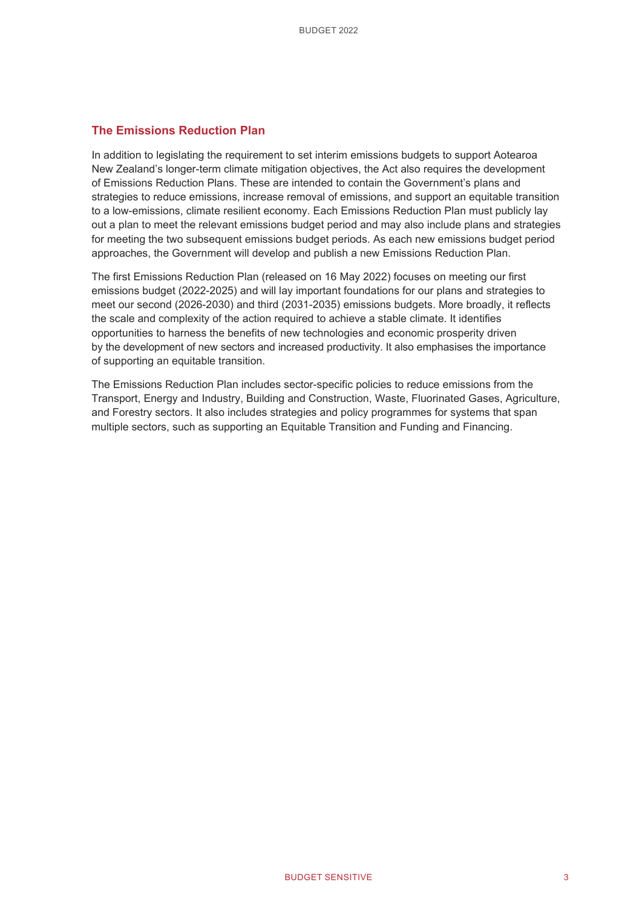## The Emissions Reduction Plan

In addition to legislating the requirement to set interim emissions budgets to support Aotearoa New Zealand's longer-term climate mitigation objectives, the Act also requires the development of Emissions Reduction Plans. These are intended to contain the Government's plans and strategies to reduce emissions, increase removal of emissions, and support an equitable transition to a low-emissions, climate resilient economy. Each Emissions Reduction Plan must publicly lay out a plan to meet the relevant emissions budget period and may also include plans and strategies for meeting the two subsequent emissions budget periods. As each new emissions budget period approaches, the Government will develop and publish a new Emissions Reduction Plan.

The first Emissions Reduction Plan (released on 16 May 2022) focuses on meeting our first emissions budget (2022-2025) and will lay important foundations for our plans and strategies to meet our second (2026-2030) and third (2031-2035) emissions budgets. More broadly, it reflects the scale and complexity of the action required to achieve a stable climate. It identifies opportunities to harness the benefits of new technologies and economic prosperity driven by the development of new sectors and increased productivity. It also emphasises the importance of supporting an equitable transition.

The Emissions Reduction Plan includes sector-specific policies to reduce emissions from the Transport, Energy and Industry, Building and Construction, Waste, Fluorinated Gases, Agriculture, and Forestry sectors. It also includes strategies and policy programmes for systems that span multiple sectors, such as supporting an Equitable Transition and Funding and Financing.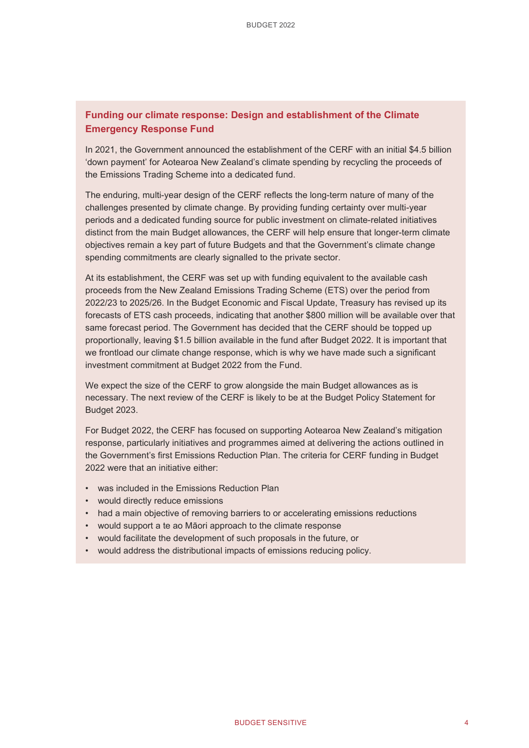### Funding our climate response: Design and establishment of the Climate Emergency Response Fund

In 2021, the Government announced the establishment of the CERF with an initial $4.5 billion 'down payment' for Aotearoa New Zealand's climate spending by recycling the proceeds of the Emissions Trading Scheme into a dedicated fund.

The enduring, multi-year design of the CERF reflects the long-term nature of many of the challenges presented by climate change. By providing funding certainty over multi-year periods and a dedicated funding source for public investment on climate-related initiatives distinct from the main Budget allowances, the CERF will help ensure that longer-term climate objectives remain a key part of future Budgets and that the Government's climate change spending commitments are clearly signalled to the private sector.

At its establishment, the CERF was set up with funding equivalent to the available cash proceeds from the New Zealand Emissions Trading Scheme (ETS) over the period from 2022/23 to 2025/26. In the Budget Economic and Fiscal Update, Treasury has revised up its forecasts of ETS cash proceeds, indicating that another $800 million will be available over that same forecast period. The Government has decided that the CERF should be topped up proportionally, leaving $1.5 billion available in the fund after Budget 2022. It is important that we frontload our climate change response, which is why we have made such a significant investment commitment at Budget 2022 from the Fund.

We expect the size of the CERF to grow alongside the main Budget allowances as is necessary. The next review of the CERF is likely to be at the Budget Policy Statement for Budget 2023.

For Budget 2022, the CERF has focused on supporting Aotearoa New Zealand's mitigation response, particularly initiatives and programmes aimed at delivering the actions outlined in the Government's first Emissions Reduction Plan. The criteria for CERF funding in Budget 2022 were that an initiative either:

- was included in the Emissions Reduction Plan
- would directly reduce emissions
- had a main objective of removing barriers to or accelerating emissions reductions
- would support a te ao Māori approach to the climate response
- would facilitate the development of such proposals in the future, or
- would address the distributional impacts of emissions reducing policy.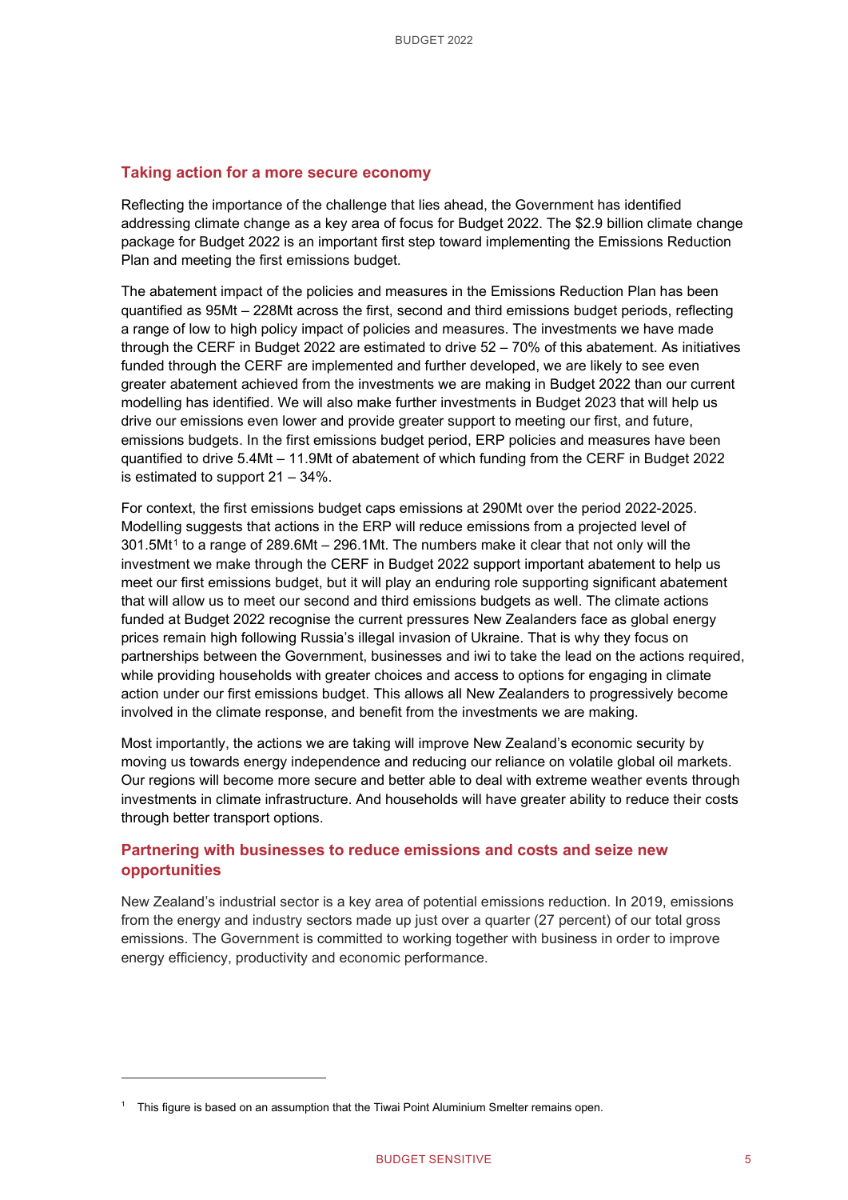## Taking action for a more secure economy

Reflecting the importance of the challenge that lies ahead, the Government has identified addressing climate change as a key area of focus for Budget 2022. The $2.9 billion climate change package for Budget 2022 is an important first step toward implementing the Emissions Reduction Plan and meeting the first emissions budget.

The abatement impact of the policies and measures in the Emissions Reduction Plan has been quantified as 95Mt – 228Mt across the first, second and third emissions budget periods, reflecting a range of low to high policy impact of policies and measures. The investments we have made through the CERF in Budget 2022 are estimated to drive 52 – 70% of this abatement. As initiatives funded through the CERF are implemented and further developed, we are likely to see even greater abatement achieved from the investments we are making in Budget 2022 than our current modelling has identified. We will also make further investments in Budget 2023 that will help us drive our emissions even lower and provide greater support to meeting our first, and future, emissions budgets. In the first emissions budget period, ERP policies and measures have been quantified to drive 5.4Mt – 11.9Mt of abatement of which funding from the CERF in Budget 2022 is estimated to support 21 – 34%.

For context, the first emissions budget caps emissions at 290Mt over the period 2022-2025. Modelling suggests that actions in the ERP will reduce emissions from a projected level of 301.5Mt[1] to a range of 289.6Mt – 296.1Mt. The numbers make it clear that not only will the investment we make through the CERF in Budget 2022 support important abatement to help us meet our first emissions budget, but it will play an enduring role supporting significant abatement that will allow us to meet our second and third emissions budgets as well. The climate actions funded at Budget 2022 recognise the current pressures New Zealanders face as global energy prices remain high following Russia's illegal invasion of Ukraine. That is why they focus on partnerships between the Government, businesses and iwi to take the lead on the actions required, while providing households with greater choices and access to options for engaging in climate action under our first emissions budget. This allows all New Zealanders to progressively become involved in the climate response, and benefit from the investments we are making.

Most importantly, the actions we are taking will improve New Zealand's economic security by moving us towards energy independence and reducing our reliance on volatile global oil markets. Our regions will become more secure and better able to deal with extreme weather events through investments in climate infrastructure. And households will have greater ability to reduce their costs through better transport options.

## Partnering with businesses to reduce emissions and costs and seize new opportunities

New Zealand's industrial sector is a key area of potential emissions reduction. In 2019, emissions from the energy and industry sectors made up just over a quarter (27 percent) of our total gross emissions. The Government is committed to working together with business in order to improve energy efficiency, productivity and economic performance.

---

[1] This figure is based on an assumption that the Tiwai Point Aluminium Smelter remains open.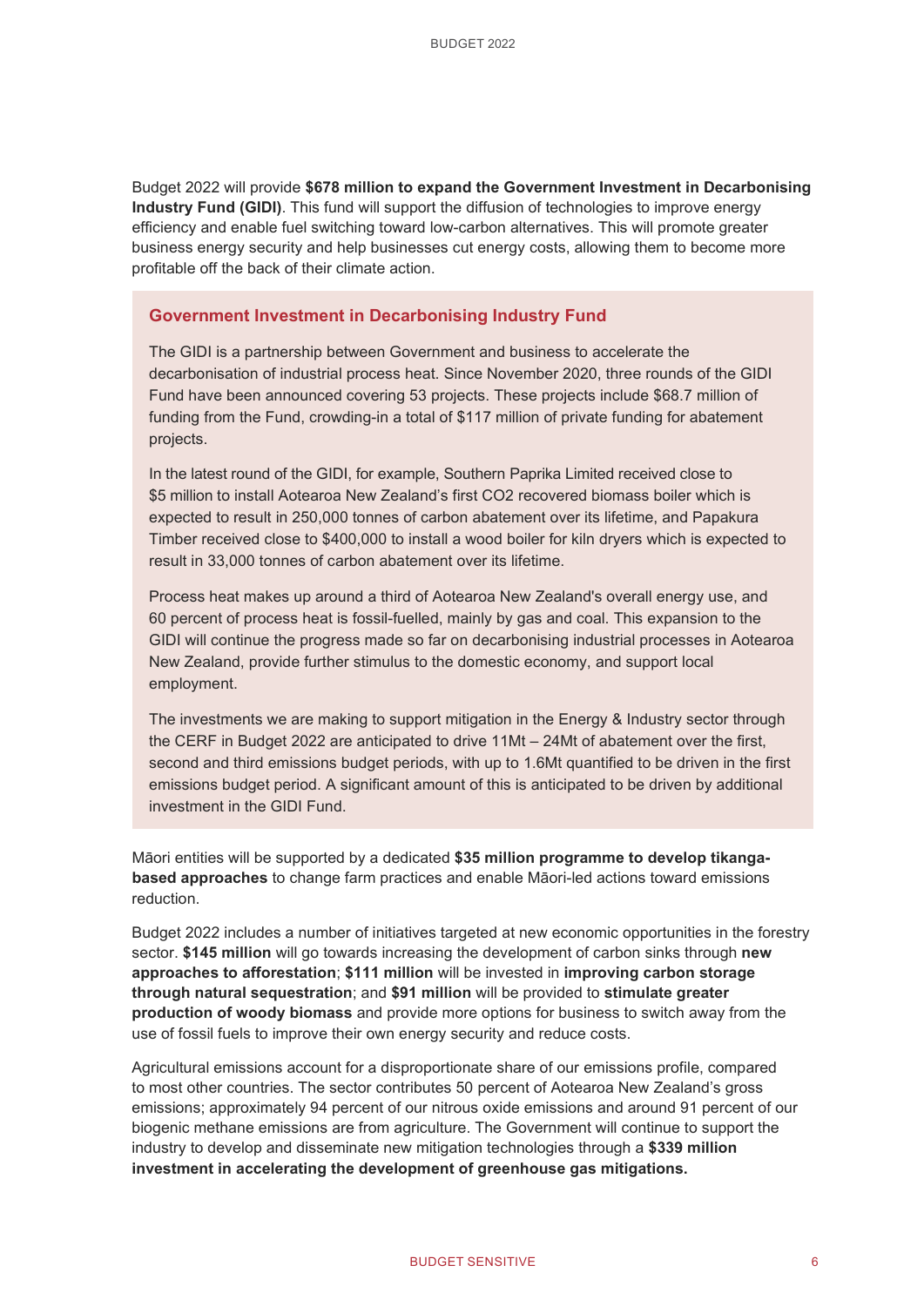Budget 2022 will provide **$678 million to expand the Government Investment in Decarbonising Industry Fund (GIDI)**. This fund will support the diffusion of technologies to improve energy efficiency and enable fuel switching toward low-carbon alternatives. This will promote greater business energy security and help businesses cut energy costs, allowing them to become more profitable off the back of their climate action.

### Government Investment in Decarbonising Industry Fund

The GIDI is a partnership between Government and business to accelerate the decarbonisation of industrial process heat. Since November 2020, three rounds of the GIDI Fund have been announced covering 53 projects. These projects include $68.7 million of funding from the Fund, crowding-in a total of $117 million of private funding for abatement projects.

In the latest round of the GIDI, for example, Southern Paprika Limited received close to $5 million to install Aotearoa New Zealand's first $CO_2$ recovered biomass boiler which is expected to result in 250,000 tonnes of carbon abatement over its lifetime, and Papakura Timber received close to $400,000 to install a wood boiler for kiln dryers which is expected to result in 33,000 tonnes of carbon abatement over its lifetime.

Process heat makes up around a third of Aotearoa New Zealand's overall energy use, and 60 percent of process heat is fossil-fuelled, mainly by gas and coal. This expansion to the GIDI will continue the progress made so far on decarbonising industrial processes in Aotearoa New Zealand, provide further stimulus to the domestic economy, and support local employment.

The investments we are making to support mitigation in the Energy & Industry sector through the CERF in Budget 2022 are anticipated to drive 11Mt – 24Mt of abatement over the first, second and third emissions budget periods, with up to 1.6Mt quantified to be driven in the first emissions budget period. A significant amount of this is anticipated to be driven by additional investment in the GIDI Fund.

Māori entities will be supported by a dedicated **$35 million programme to develop tikanga-based approaches** to change farm practices and enable Māori-led actions toward emissions reduction.

Budget 2022 includes a number of initiatives targeted at new economic opportunities in the forestry sector. **$145 million** will go towards increasing the development of carbon sinks through **new approaches to afforestation**; **$111 million** will be invested in **improving carbon storage through natural sequestration**; and **$91 million** will be provided to **stimulate greater production of woody biomass** and provide more options for business to switch away from the use of fossil fuels to improve their own energy security and reduce costs.

Agricultural emissions account for a disproportionate share of our emissions profile, compared to most other countries. The sector contributes 50 percent of Aotearoa New Zealand's gross emissions; approximately 94 percent of our nitrous oxide emissions and around 91 percent of our biogenic methane emissions are from agriculture. The Government will continue to support the industry to develop and disseminate new mitigation technologies through a **$339 million investment in accelerating the development of greenhouse gas mitigations.**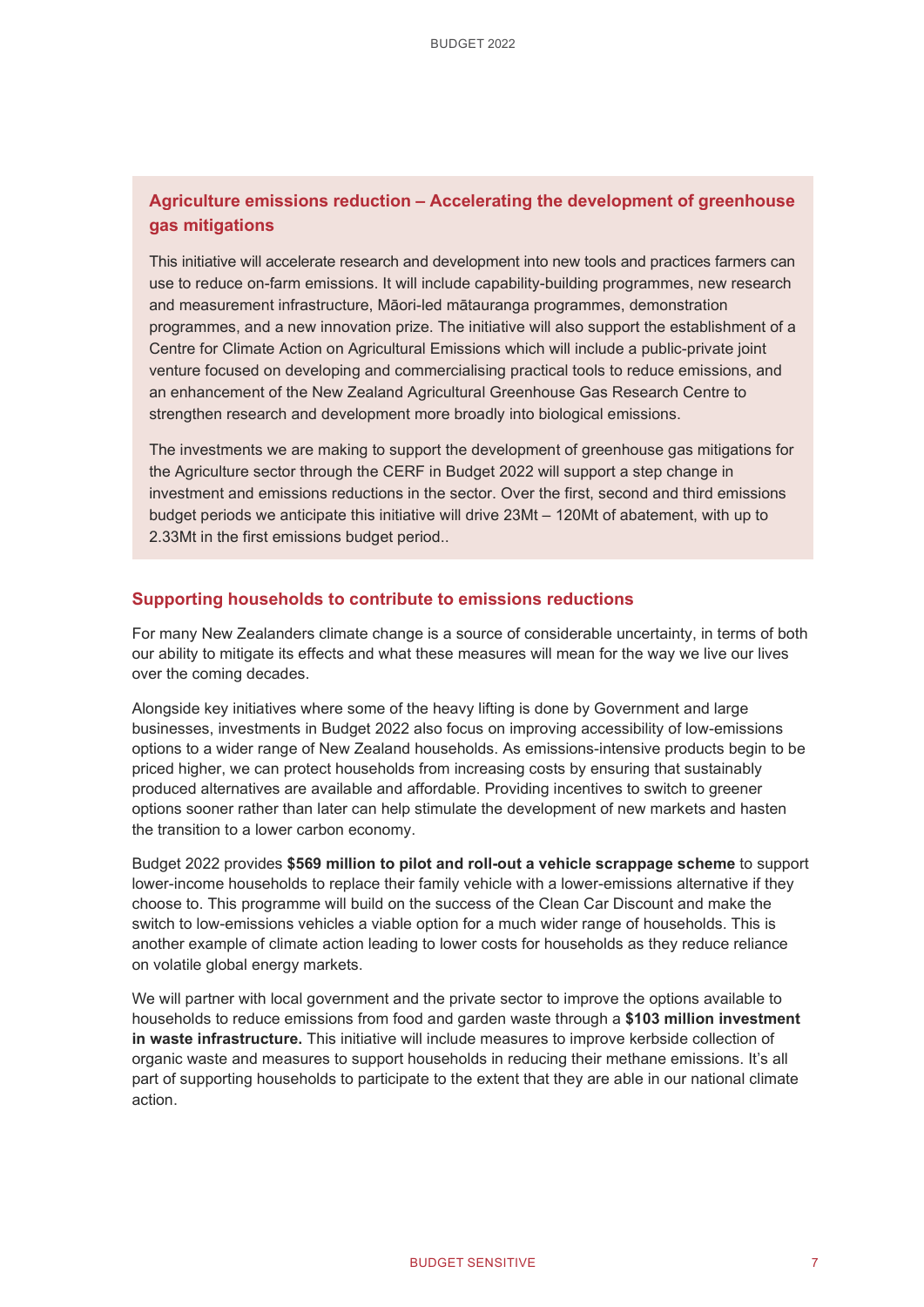### Agriculture emissions reduction – Accelerating the development of greenhouse gas mitigations

This initiative will accelerate research and development into new tools and practices farmers can use to reduce on-farm emissions. It will include capability-building programmes, new research and measurement infrastructure, Māori-led mātauranga programmes, demonstration programmes, and a new innovation prize. The initiative will also support the establishment of a Centre for Climate Action on Agricultural Emissions which will include a public-private joint venture focused on developing and commercialising practical tools to reduce emissions, and an enhancement of the New Zealand Agricultural Greenhouse Gas Research Centre to strengthen research and development more broadly into biological emissions.

The investments we are making to support the development of greenhouse gas mitigations for the Agriculture sector through the CERF in Budget 2022 will support a step change in investment and emissions reductions in the sector. Over the first, second and third emissions budget periods we anticipate this initiative will drive 23Mt – 120Mt of abatement, with up to 2.33Mt in the first emissions budget period..

## Supporting households to contribute to emissions reductions

For many New Zealanders climate change is a source of considerable uncertainty, in terms of both our ability to mitigate its effects and what these measures will mean for the way we live our lives over the coming decades.

Alongside key initiatives where some of the heavy lifting is done by Government and large businesses, investments in Budget 2022 also focus on improving accessibility of low-emissions options to a wider range of New Zealand households. As emissions-intensive products begin to be priced higher, we can protect households from increasing costs by ensuring that sustainably produced alternatives are available and affordable. Providing incentives to switch to greener options sooner rather than later can help stimulate the development of new markets and hasten the transition to a lower carbon economy.

Budget 2022 provides **$569 million to pilot and roll-out a vehicle scrappage scheme** to support lower-income households to replace their family vehicle with a lower-emissions alternative if they choose to. This programme will build on the success of the Clean Car Discount and make the switch to low-emissions vehicles a viable option for a much wider range of households. This is another example of climate action leading to lower costs for households as they reduce reliance on volatile global energy markets.

We will partner with local government and the private sector to improve the options available to households to reduce emissions from food and garden waste through a **$103 million investment in waste infrastructure.** This initiative will include measures to improve kerbside collection of organic waste and measures to support households in reducing their methane emissions. It's all part of supporting households to participate to the extent that they are able in our national climate action.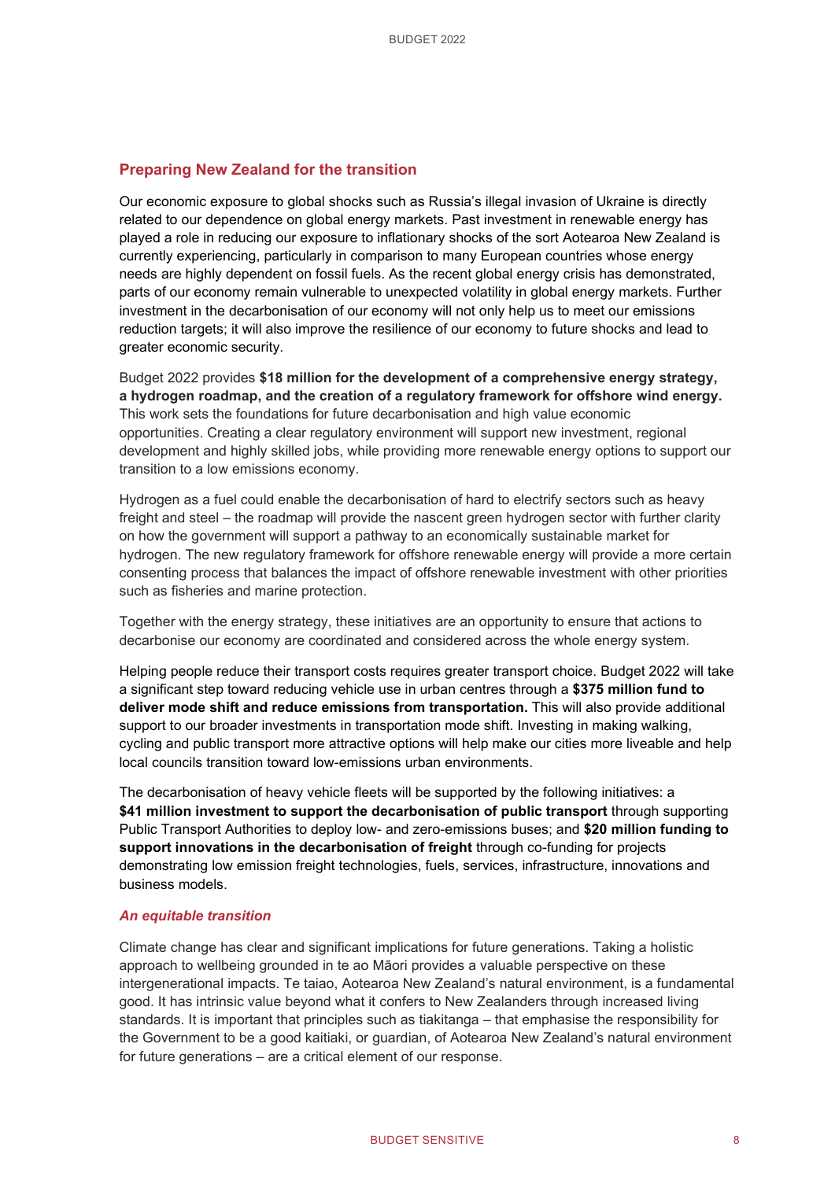## Preparing New Zealand for the transition

Our economic exposure to global shocks such as Russia's illegal invasion of Ukraine is directly related to our dependence on global energy markets. Past investment in renewable energy has played a role in reducing our exposure to inflationary shocks of the sort Aotearoa New Zealand is currently experiencing, particularly in comparison to many European countries whose energy needs are highly dependent on fossil fuels. As the recent global energy crisis has demonstrated, parts of our economy remain vulnerable to unexpected volatility in global energy markets. Further investment in the decarbonisation of our economy will not only help us to meet our emissions reduction targets; it will also improve the resilience of our economy to future shocks and lead to greater economic security.

Budget 2022 provides **$18 million for the development of a comprehensive energy strategy, a hydrogen roadmap, and the creation of a regulatory framework for offshore wind energy.** This work sets the foundations for future decarbonisation and high value economic opportunities. Creating a clear regulatory environment will support new investment, regional development and highly skilled jobs, while providing more renewable energy options to support our transition to a low emissions economy.

Hydrogen as a fuel could enable the decarbonisation of hard to electrify sectors such as heavy freight and steel – the roadmap will provide the nascent green hydrogen sector with further clarity on how the government will support a pathway to an economically sustainable market for hydrogen. The new regulatory framework for offshore renewable energy will provide a more certain consenting process that balances the impact of offshore renewable investment with other priorities such as fisheries and marine protection.

Together with the energy strategy, these initiatives are an opportunity to ensure that actions to decarbonise our economy are coordinated and considered across the whole energy system.

Helping people reduce their transport costs requires greater transport choice. Budget 2022 will take a significant step toward reducing vehicle use in urban centres through a **$375 million fund to deliver mode shift and reduce emissions from transportation.** This will also provide additional support to our broader investments in transportation mode shift. Investing in making walking, cycling and public transport more attractive options will help make our cities more liveable and help local councils transition toward low-emissions urban environments.

The decarbonisation of heavy vehicle fleets will be supported by the following initiatives: a **$41 million investment to support the decarbonisation of public transport** through supporting Public Transport Authorities to deploy low- and zero-emissions buses; and **$20 million funding to support innovations in the decarbonisation of freight** through co-funding for projects demonstrating low emission freight technologies, fuels, services, infrastructure, innovations and business models.

### *An equitable transition*

Climate change has clear and significant implications for future generations. Taking a holistic approach to wellbeing grounded in te ao Māori provides a valuable perspective on these intergenerational impacts. Te taiao, Aotearoa New Zealand's natural environment, is a fundamental good. It has intrinsic value beyond what it confers to New Zealanders through increased living standards. It is important that principles such as tiakitanga – that emphasise the responsibility for the Government to be a good kaitiaki, or guardian, of Aotearoa New Zealand's natural environment for future generations – are a critical element of our response.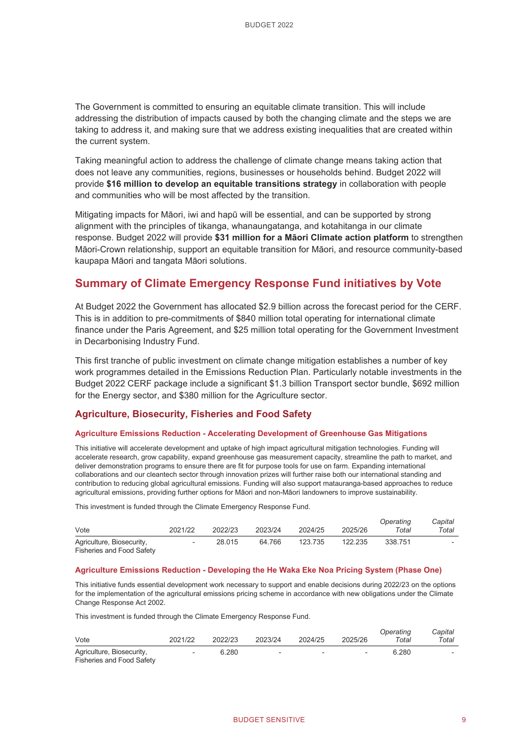The Government is committed to ensuring an equitable climate transition. This will include addressing the distribution of impacts caused by both the changing climate and the steps we are taking to address it, and making sure that we address existing inequalities that are created within the current system.

Taking meaningful action to address the challenge of climate change means taking action that does not leave any communities, regions, businesses or households behind. Budget 2022 will provide **$16 million to develop an equitable transitions strategy** in collaboration with people and communities who will be most affected by the transition.

Mitigating impacts for Māori, iwi and hapū will be essential, and can be supported by strong alignment with the principles of tikanga, whanaungatanga, and kotahitanga in our climate response. Budget 2022 will provide **$31 million for a Māori Climate action platform** to strengthen Māori-Crown relationship, support an equitable transition for Māori, and resource community-based kaupapa Māori and tangata Māori solutions.

## Summary of Climate Emergency Response Fund initiatives by Vote

At Budget 2022 the Government has allocated $2.9 billion across the forecast period for the CERF. This is in addition to pre-commitments of $840 million total operating for international climate finance under the Paris Agreement, and $25 million total operating for the Government Investment in Decarbonising Industry Fund.

This first tranche of public investment on climate change mitigation establishes a number of key work programmes detailed in the Emissions Reduction Plan. Particularly notable investments in the Budget 2022 CERF package include a significant $1.3 billion Transport sector bundle, $692 million for the Energy sector, and $380 million for the Agriculture sector.

### Agriculture, Biosecurity, Fisheries and Food Safety

#### Agriculture Emissions Reduction - Accelerating Development of Greenhouse Gas Mitigations

This initiative will accelerate development and uptake of high impact agricultural mitigation technologies. Funding will accelerate research, grow capability, expand greenhouse gas measurement capacity, streamline the path to market, and deliver demonstration programs to ensure there are fit for purpose tools for use on farm. Expanding international collaborations and our cleantech sector through innovation prizes will further raise both our international standing and contribution to reducing global agricultural emissions. Funding will also support matauranga-based approaches to reduce agricultural emissions, providing further options for Māori and non-Māori landowners to improve sustainability.

This investment is funded through the Climate Emergency Response Fund.

| Vote | 2021/22 | 2022/23 | 2023/24 | 2024/25 | 2025/26 | *Operating Total* | *Capital Total* |
|---|---|---|---|---|---|---|---|
| Agriculture, Biosecurity, Fisheries and Food Safety | - | 28.015 | 64.766 | 123.735 | 122.235 | 338.751 | - |

#### Agriculture Emissions Reduction - Developing the He Waka Eke Noa Pricing System (Phase One)

This initiative funds essential development work necessary to support and enable decisions during 2022/23 on the options for the implementation of the agricultural emissions pricing scheme in accordance with new obligations under the Climate Change Response Act 2002.

This investment is funded through the Climate Emergency Response Fund.

| Vote | 2021/22 | 2022/23 | 2023/24 | 2024/25 | 2025/26 | *Operating Total* | *Capital Total* |
|---|---|---|---|---|---|---|---|
| Agriculture, Biosecurity, Fisheries and Food Safety | - | 6.280 | - | - | - | 6.280 | - |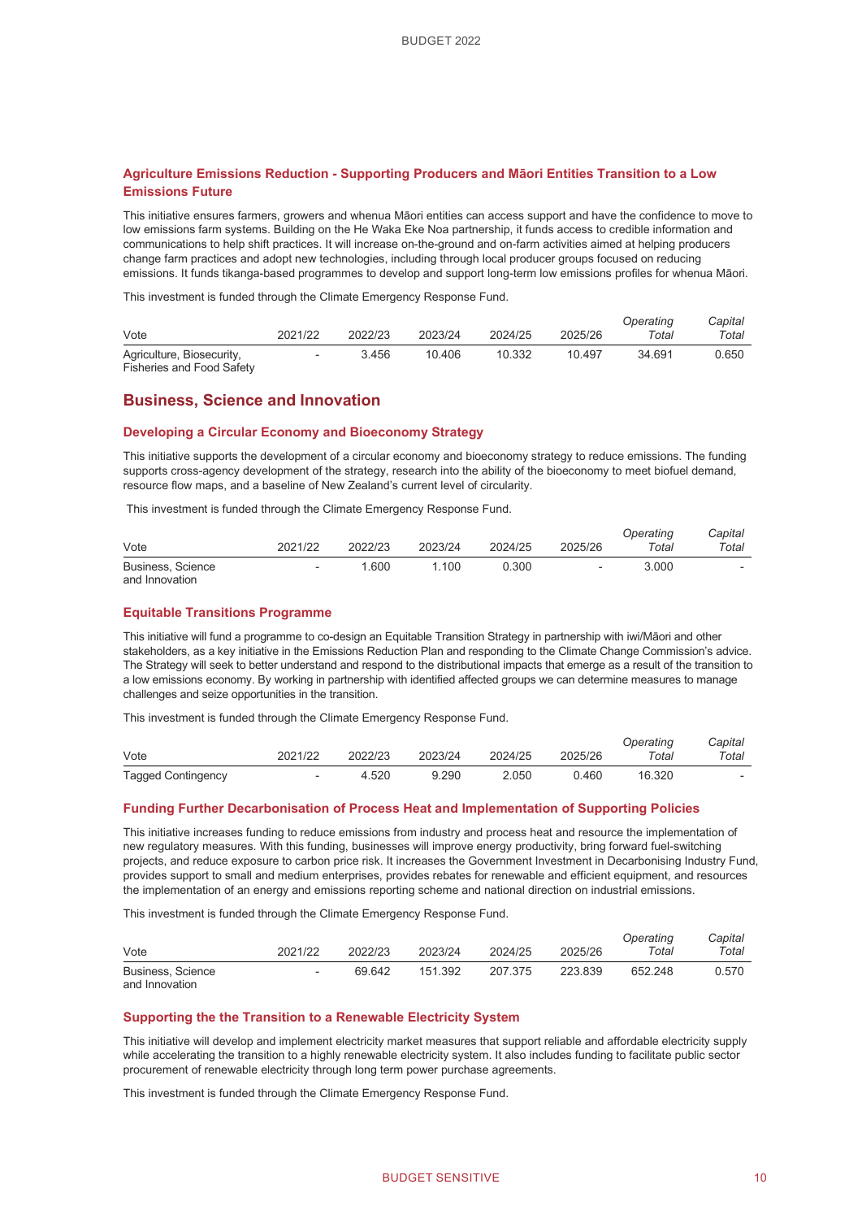### Agriculture Emissions Reduction - Supporting Producers and Māori Entities Transition to a Low Emissions Future

This initiative ensures farmers, growers and whenua Māori entities can access support and have the confidence to move to low emissions farm systems. Building on the He Waka Eke Noa partnership, it funds access to credible information and communications to help shift practices. It will increase on-the-ground and on-farm activities aimed at helping producers change farm practices and adopt new technologies, including through local producer groups focused on reducing emissions. It funds tikanga-based programmes to develop and support long-term low emissions profiles for whenua Māori.

This investment is funded through the Climate Emergency Response Fund.

| Vote | 2021/22 | 2022/23 | 2023/24 | 2024/25 | 2025/26 | *Operating Total* | *Capital Total* |
|---|---|---|---|---|---|---|---|
| Agriculture, Biosecurity, Fisheries and Food Safety | - | 3.456 | 10.406 | 10.332 | 10.497 | 34.691 | 0.650 |

## Business, Science and Innovation

### Developing a Circular Economy and Bioeconomy Strategy

This initiative supports the development of a circular economy and bioeconomy strategy to reduce emissions. The funding supports cross-agency development of the strategy, research into the ability of the bioeconomy to meet biofuel demand, resource flow maps, and a baseline of New Zealand's current level of circularity.

This investment is funded through the Climate Emergency Response Fund.

| Vote | 2021/22 | 2022/23 | 2023/24 | 2024/25 | 2025/26 | *Operating Total* | *Capital Total* |
|---|---|---|---|---|---|---|---|
| Business, Science and Innovation | - | 1.600 | 1.100 | 0.300 | - | 3.000 | - |

### Equitable Transitions Programme

This initiative will fund a programme to co-design an Equitable Transition Strategy in partnership with iwi/Māori and other stakeholders, as a key initiative in the Emissions Reduction Plan and responding to the Climate Change Commission's advice. The Strategy will seek to better understand and respond to the distributional impacts that emerge as a result of the transition to a low emissions economy. By working in partnership with identified affected groups we can determine measures to manage challenges and seize opportunities in the transition.

This investment is funded through the Climate Emergency Response Fund.

| Vote | 2021/22 | 2022/23 | 2023/24 | 2024/25 | 2025/26 | *Operating Total* | *Capital Total* |
|---|---|---|---|---|---|---|---|
| Tagged Contingency | - | 4.520 | 9.290 | 2.050 | 0.460 | 16.320 | - |

### Funding Further Decarbonisation of Process Heat and Implementation of Supporting Policies

This initiative increases funding to reduce emissions from industry and process heat and resource the implementation of new regulatory measures. With this funding, businesses will improve energy productivity, bring forward fuel-switching projects, and reduce exposure to carbon price risk. It increases the Government Investment in Decarbonising Industry Fund, provides support to small and medium enterprises, provides rebates for renewable and efficient equipment, and resources the implementation of an energy and emissions reporting scheme and national direction on industrial emissions.

This investment is funded through the Climate Emergency Response Fund.

| Vote | 2021/22 | 2022/23 | 2023/24 | 2024/25 | 2025/26 | *Operating Total* | *Capital Total* |
|---|---|---|---|---|---|---|---|
| Business, Science and Innovation | - | 69.642 | 151.392 | 207.375 | 223.839 | 652.248 | 0.570 |

### Supporting the the Transition to a Renewable Electricity System

This initiative will develop and implement electricity market measures that support reliable and affordable electricity supply while accelerating the transition to a highly renewable electricity system. It also includes funding to facilitate public sector procurement of renewable electricity through long term power purchase agreements.

This investment is funded through the Climate Emergency Response Fund.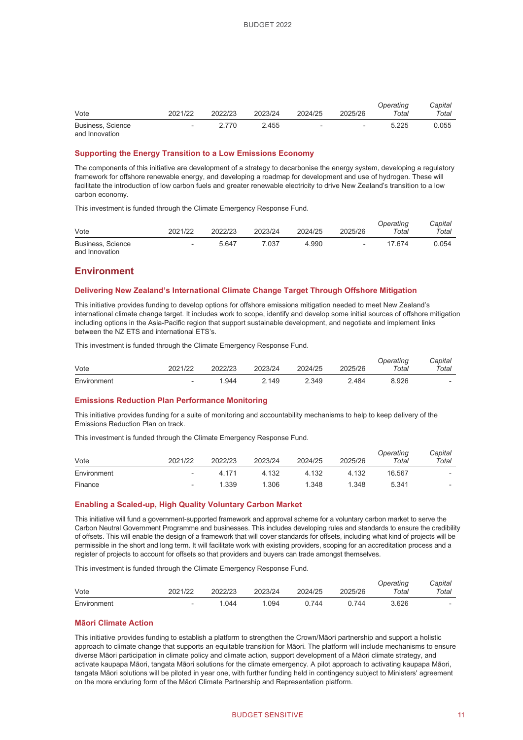| Vote | 2021/22 | 2022/23 | 2023/24 | 2024/25 | 2025/26 | *Operating Total* | *Capital Total* |
|---|---|---|---|---|---|---|---|
| Business, Science and Innovation | - | 2.770 | 2.455 | - | - | 5.225 | 0.055 |

### Supporting the Energy Transition to a Low Emissions Economy

The components of this initiative are development of a strategy to decarbonise the energy system, developing a regulatory framework for offshore renewable energy, and developing a roadmap for development and use of hydrogen. These will facilitate the introduction of low carbon fuels and greater renewable electricity to drive New Zealand's transition to a low carbon economy.

This investment is funded through the Climate Emergency Response Fund.

| Vote | 2021/22 | 2022/23 | 2023/24 | 2024/25 | 2025/26 | *Operating Total* | *Capital Total* |
|---|---|---|---|---|---|---|---|
| Business, Science and Innovation | - | 5.647 | 7.037 | 4.990 | - | 17.674 | 0.054 |

## Environment

### Delivering New Zealand's International Climate Change Target Through Offshore Mitigation

This initiative provides funding to develop options for offshore emissions mitigation needed to meet New Zealand's international climate change target. It includes work to scope, identify and develop some initial sources of offshore mitigation including options in the Asia-Pacific region that support sustainable development, and negotiate and implement links between the NZ ETS and international ETS's.

This investment is funded through the Climate Emergency Response Fund.

| Vote | 2021/22 | 2022/23 | 2023/24 | 2024/25 | 2025/26 | *Operating Total* | *Capital Total* |
|---|---|---|---|---|---|---|---|
| Environment | - | 1.944 | 2.149 | 2.349 | 2.484 | 8.926 | - |

### Emissions Reduction Plan Performance Monitoring

This initiative provides funding for a suite of monitoring and accountability mechanisms to help to keep delivery of the Emissions Reduction Plan on track.

This investment is funded through the Climate Emergency Response Fund.

| Vote | 2021/22 | 2022/23 | 2023/24 | 2024/25 | 2025/26 | *Operating Total* | *Capital Total* |
|---|---|---|---|---|---|---|---|
| Environment | - | 4.171 | 4.132 | 4.132 | 4.132 | 16.567 | - |
| Finance | - | 1.339 | 1.306 | 1.348 | 1.348 | 5.341 | - |

### Enabling a Scaled-up, High Quality Voluntary Carbon Market

This initiative will fund a government-supported framework and approval scheme for a voluntary carbon market to serve the Carbon Neutral Government Programme and businesses. This includes developing rules and standards to ensure the credibility of offsets. This will enable the design of a framework that will cover standards for offsets, including what kind of projects will be permissible in the short and long term. It will facilitate work with existing providers, scoping for an accreditation process and a register of projects to account for offsets so that providers and buyers can trade amongst themselves.

This investment is funded through the Climate Emergency Response Fund.

| Vote | 2021/22 | 2022/23 | 2023/24 | 2024/25 | 2025/26 | *Operating Total* | *Capital Total* |
|---|---|---|---|---|---|---|---|
| Environment | - | 1.044 | 1.094 | 0.744 | 0.744 | 3.626 | - |

### Māori Climate Action

This initiative provides funding to establish a platform to strengthen the Crown/Māori partnership and support a holistic approach to climate change that supports an equitable transition for Māori. The platform will include mechanisms to ensure diverse Māori participation in climate policy and climate action, support development of a Māori climate strategy, and activate kaupapa Māori, tangata Māori solutions for the climate emergency. A pilot approach to activating kaupapa Māori, tangata Māori solutions will be piloted in year one, with further funding held in contingency subject to Ministers' agreement on the more enduring form of the Māori Climate Partnership and Representation platform.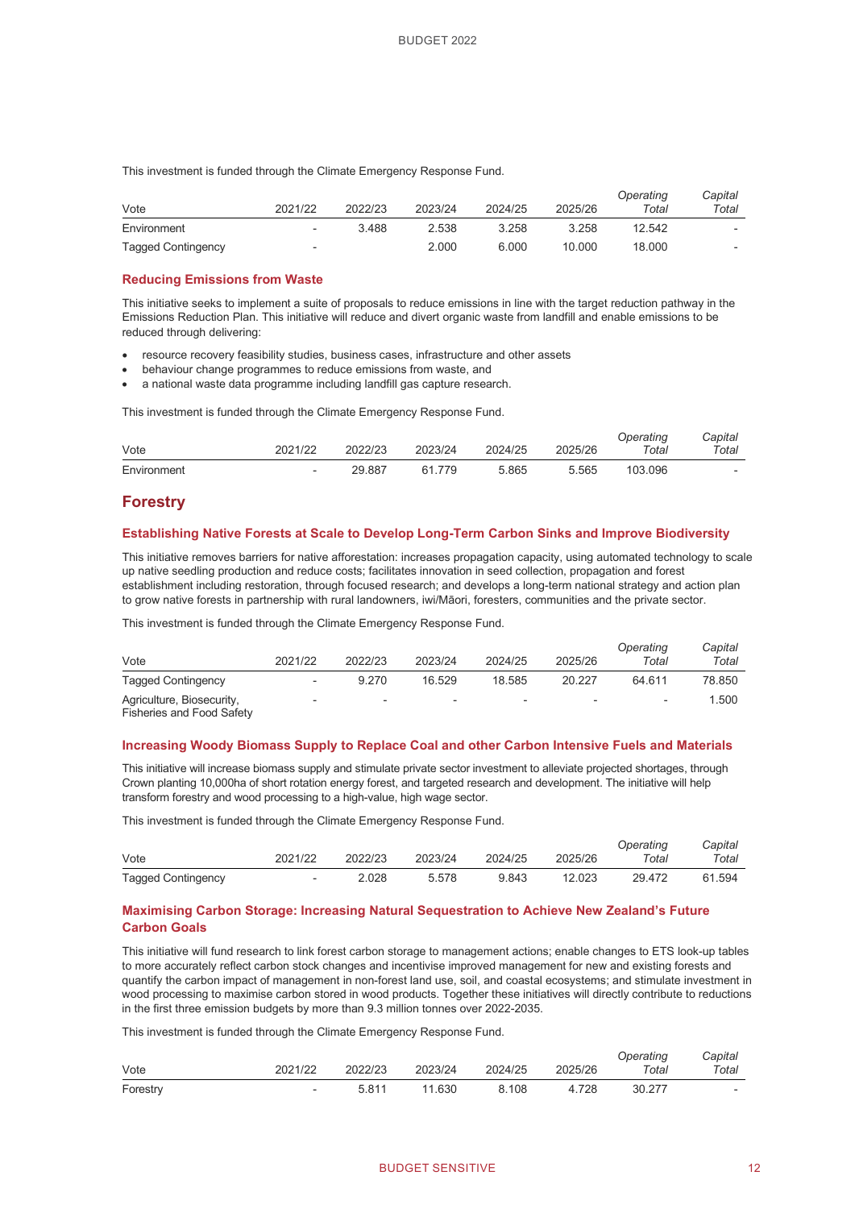This investment is funded through the Climate Emergency Response Fund.

| Vote | 2021/22 | 2022/23 | 2023/24 | 2024/25 | 2025/26 | *Operating Total* | *Capital Total* |
|---|---|---|---|---|---|---|---|
| Environment | - | 3.488 | 2.538 | 3.258 | 3.258 | 12.542 | - |
| Tagged Contingency | - | | 2.000 | 6.000 | 10.000 | 18.000 | - |

### Reducing Emissions from Waste

This initiative seeks to implement a suite of proposals to reduce emissions in line with the target reduction pathway in the Emissions Reduction Plan. This initiative will reduce and divert organic waste from landfill and enable emissions to be reduced through delivering:

- resource recovery feasibility studies, business cases, infrastructure and other assets
- behaviour change programmes to reduce emissions from waste, and
- a national waste data programme including landfill gas capture research.

This investment is funded through the Climate Emergency Response Fund.

| Vote | 2021/22 | 2022/23 | 2023/24 | 2024/25 | 2025/26 | *Operating Total* | *Capital Total* |
|---|---|---|---|---|---|---|---|
| Environment | - | 29.887 | 61.779 | 5.865 | 5.565 | 103.096 | - |

## Forestry

### Establishing Native Forests at Scale to Develop Long-Term Carbon Sinks and Improve Biodiversity

This initiative removes barriers for native afforestation: increases propagation capacity, using automated technology to scale up native seedling production and reduce costs; facilitates innovation in seed collection, propagation and forest establishment including restoration, through focused research; and develops a long-term national strategy and action plan to grow native forests in partnership with rural landowners, iwi/Māori, foresters, communities and the private sector.

This investment is funded through the Climate Emergency Response Fund.

| Vote | 2021/22 | 2022/23 | 2023/24 | 2024/25 | 2025/26 | *Operating Total* | *Capital Total* |
|---|---|---|---|---|---|---|---|
| Tagged Contingency | - | 9.270 | 16.529 | 18.585 | 20.227 | 64.611 | 78.850 |
| Agriculture, Biosecurity, Fisheries and Food Safety | - | - | - | - | - | - | 1.500 |

### Increasing Woody Biomass Supply to Replace Coal and other Carbon Intensive Fuels and Materials

This initiative will increase biomass supply and stimulate private sector investment to alleviate projected shortages, through Crown planting 10,000ha of short rotation energy forest, and targeted research and development. The initiative will help transform forestry and wood processing to a high-value, high wage sector.

This investment is funded through the Climate Emergency Response Fund.

| Vote | 2021/22 | 2022/23 | 2023/24 | 2024/25 | 2025/26 | *Operating Total* | *Capital Total* |
|---|---|---|---|---|---|---|---|
| Tagged Contingency | - | 2.028 | 5.578 | 9.843 | 12.023 | 29.472 | 61.594 |

### Maximising Carbon Storage: Increasing Natural Sequestration to Achieve New Zealand's Future Carbon Goals

This initiative will fund research to link forest carbon storage to management actions; enable changes to ETS look-up tables to more accurately reflect carbon stock changes and incentivise improved management for new and existing forests and quantify the carbon impact of management in non-forest land use, soil, and coastal ecosystems; and stimulate investment in wood processing to maximise carbon stored in wood products. Together these initiatives will directly contribute to reductions in the first three emission budgets by more than 9.3 million tonnes over 2022-2035.

This investment is funded through the Climate Emergency Response Fund.

| Vote | 2021/22 | 2022/23 | 2023/24 | 2024/25 | 2025/26 | *Operating Total* | *Capital Total* |
|---|---|---|---|---|---|---|---|
| Forestry | - | 5.811 | 11.630 | 8.108 | 4.728 | 30.277 | - |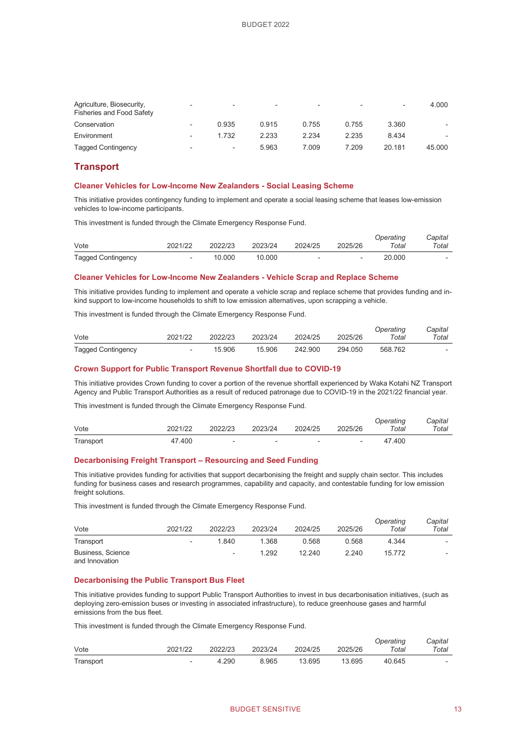| | | | | | | | |
|---|---|---|---|---|---|---|---|
| Agriculture, Biosecurity, Fisheries and Food Safety | - | - | - | - | - | - | 4.000 |
| Conservation | - | 0.935 | 0.915 | 0.755 | 0.755 | 3.360 | - |
| Environment | - | 1.732 | 2.233 | 2.234 | 2.235 | 8.434 | - |
| Tagged Contingency | - | - | 5.963 | 7.009 | 7.209 | 20.181 | 45.000 |

## Transport

### Cleaner Vehicles for Low-Income New Zealanders - Social Leasing Scheme

This initiative provides contingency funding to implement and operate a social leasing scheme that leases low-emission vehicles to low-income participants.

This investment is funded through the Climate Emergency Response Fund.

| Vote | 2021/22 | 2022/23 | 2023/24 | 2024/25 | 2025/26 | *Operating Total* | *Capital Total* |
|---|---|---|---|---|---|---|---|
| Tagged Contingency | - | 10.000 | 10.000 | - | - | 20.000 | - |

### Cleaner Vehicles for Low-Income New Zealanders - Vehicle Scrap and Replace Scheme

This initiative provides funding to implement and operate a vehicle scrap and replace scheme that provides funding and in-kind support to low-income households to shift to low emission alternatives, upon scrapping a vehicle.

This investment is funded through the Climate Emergency Response Fund.

| Vote | 2021/22 | 2022/23 | 2023/24 | 2024/25 | 2025/26 | *Operating Total* | *Capital Total* |
|---|---|---|---|---|---|---|---|
| Tagged Contingency | - | 15.906 | 15.906 | 242.900 | 294.050 | 568.762 | - |

### Crown Support for Public Transport Revenue Shortfall due to COVID-19

This initiative provides Crown funding to cover a portion of the revenue shortfall experienced by Waka Kotahi NZ Transport Agency and Public Transport Authorities as a result of reduced patronage due to COVID-19 in the 2021/22 financial year.

This investment is funded through the Climate Emergency Response Fund.

| Vote | 2021/22 | 2022/23 | 2023/24 | 2024/25 | 2025/26 | *Operating Total* | *Capital Total* |
|---|---|---|---|---|---|---|---|
| Transport | 47.400 | - | - | - | - | 47.400 | |

### Decarbonising Freight Transport – Resourcing and Seed Funding

This initiative provides funding for activities that support decarbonising the freight and supply chain sector. This includes funding for business cases and research programmes, capability and capacity, and contestable funding for low emission freight solutions.

This investment is funded through the Climate Emergency Response Fund.

| Vote | 2021/22 | 2022/23 | 2023/24 | 2024/25 | 2025/26 | *Operating Total* | *Capital Total* |
|---|---|---|---|---|---|---|---|
| Transport | - | 1.840 | 1.368 | 0.568 | 0.568 | 4.344 | - |
| Business, Science and Innovation | | - | 1.292 | 12.240 | 2.240 | 15.772 | - |

### Decarbonising the Public Transport Bus Fleet

This initiative provides funding to support Public Transport Authorities to invest in bus decarbonisation initiatives, (such as deploying zero-emission buses or investing in associated infrastructure), to reduce greenhouse gases and harmful emissions from the bus fleet.

This investment is funded through the Climate Emergency Response Fund.

| Vote | 2021/22 | 2022/23 | 2023/24 | 2024/25 | 2025/26 | *Operating Total* | *Capital Total* |
|---|---|---|---|---|---|---|---|
| Transport | - | 4.290 | 8.965 | 13.695 | 13.695 | 40.645 | - |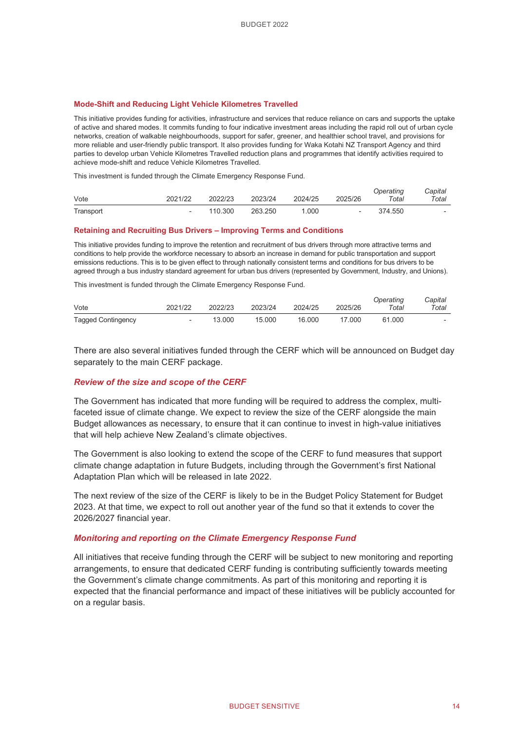### Mode-Shift and Reducing Light Vehicle Kilometres Travelled

This initiative provides funding for activities, infrastructure and services that reduce reliance on cars and supports the uptake of active and shared modes. It commits funding to four indicative investment areas including the rapid roll out of urban cycle networks, creation of walkable neighbourhoods, support for safer, greener, and healthier school travel, and provisions for more reliable and user-friendly public transport. It also provides funding for Waka Kotahi NZ Transport Agency and third parties to develop urban Vehicle Kilometres Travelled reduction plans and programmes that identify activities required to achieve mode-shift and reduce Vehicle Kilometres Travelled.

This investment is funded through the Climate Emergency Response Fund.

| Vote | 2021/22 | 2022/23 | 2023/24 | 2024/25 | 2025/26 | *Operating Total* | *Capital Total* |
|---|---|---|---|---|---|---|---|
| Transport | - | 110.300 | 263.250 | 1.000 | - | 374.550 | - |

### Retaining and Recruiting Bus Drivers – Improving Terms and Conditions

This initiative provides funding to improve the retention and recruitment of bus drivers through more attractive terms and conditions to help provide the workforce necessary to absorb an increase in demand for public transportation and support emissions reductions. This is to be given effect to through nationally consistent terms and conditions for bus drivers to be agreed through a bus industry standard agreement for urban bus drivers (represented by Government, Industry, and Unions).

This investment is funded through the Climate Emergency Response Fund.

| Vote | 2021/22 | 2022/23 | 2023/24 | 2024/25 | 2025/26 | *Operating Total* | *Capital Total* |
|---|---|---|---|---|---|---|---|
| Tagged Contingency | - | 13.000 | 15.000 | 16.000 | 17.000 | 61.000 | - |

There are also several initiatives funded through the CERF which will be announced on Budget day separately to the main CERF package.

### *Review of the size and scope of the CERF*

The Government has indicated that more funding will be required to address the complex, multi-faceted issue of climate change. We expect to review the size of the CERF alongside the main Budget allowances as necessary, to ensure that it can continue to invest in high-value initiatives that will help achieve New Zealand's climate objectives.

The Government is also looking to extend the scope of the CERF to fund measures that support climate change adaptation in future Budgets, including through the Government's first National Adaptation Plan which will be released in late 2022.

The next review of the size of the CERF is likely to be in the Budget Policy Statement for Budget 2023. At that time, we expect to roll out another year of the fund so that it extends to cover the 2026/2027 financial year.

### *Monitoring and reporting on the Climate Emergency Response Fund*

All initiatives that receive funding through the CERF will be subject to new monitoring and reporting arrangements, to ensure that dedicated CERF funding is contributing sufficiently towards meeting the Government's climate change commitments. As part of this monitoring and reporting it is expected that the financial performance and impact of these initiatives will be publicly accounted for on a regular basis.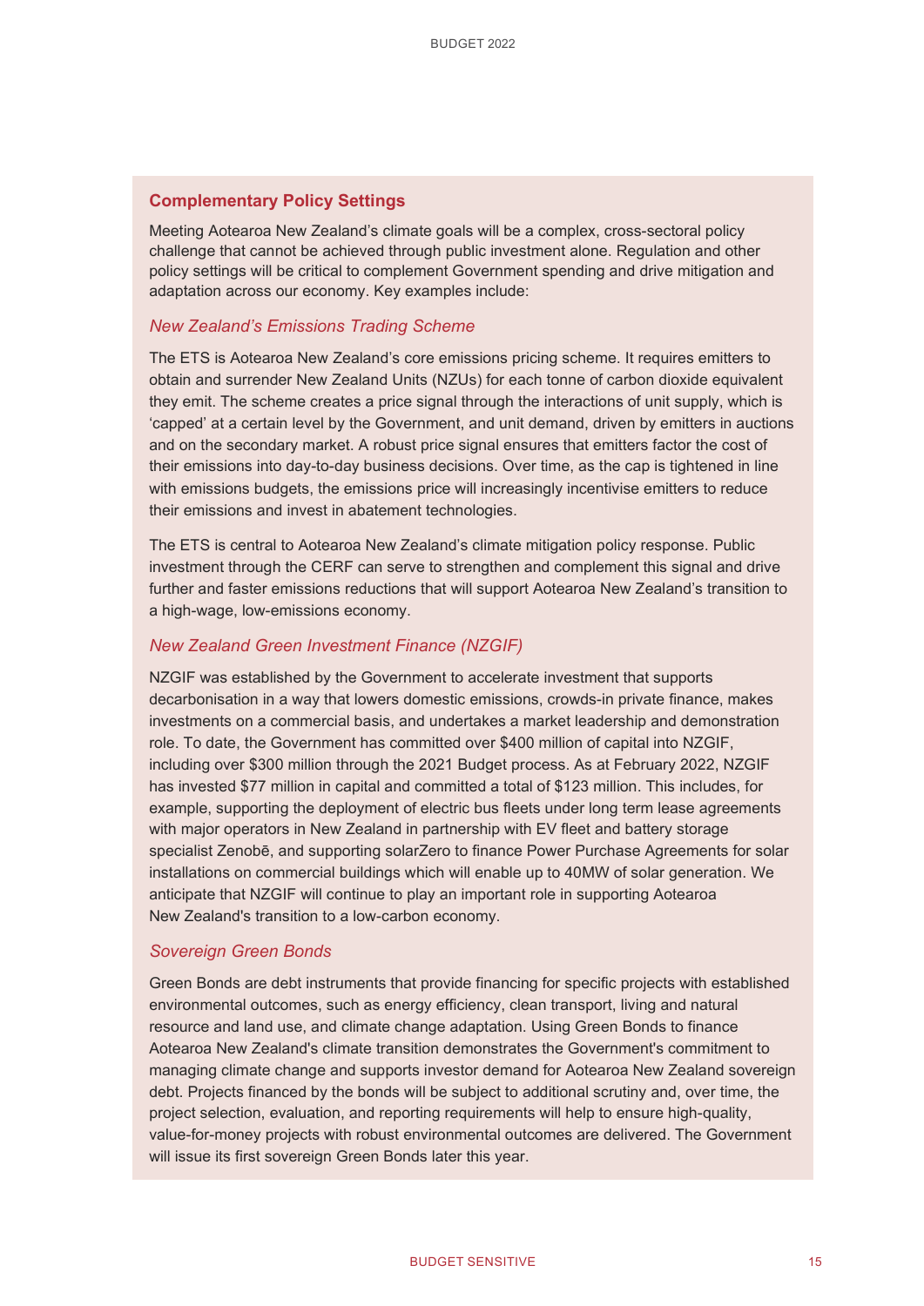## Complementary Policy Settings

Meeting Aotearoa New Zealand's climate goals will be a complex, cross-sectoral policy challenge that cannot be achieved through public investment alone. Regulation and other policy settings will be critical to complement Government spending and drive mitigation and adaptation across our economy. Key examples include:

### *New Zealand's Emissions Trading Scheme*

The ETS is Aotearoa New Zealand's core emissions pricing scheme. It requires emitters to obtain and surrender New Zealand Units (NZUs) for each tonne of carbon dioxide equivalent they emit. The scheme creates a price signal through the interactions of unit supply, which is 'capped' at a certain level by the Government, and unit demand, driven by emitters in auctions and on the secondary market. A robust price signal ensures that emitters factor the cost of their emissions into day-to-day business decisions. Over time, as the cap is tightened in line with emissions budgets, the emissions price will increasingly incentivise emitters to reduce their emissions and invest in abatement technologies.

The ETS is central to Aotearoa New Zealand's climate mitigation policy response. Public investment through the CERF can serve to strengthen and complement this signal and drive further and faster emissions reductions that will support Aotearoa New Zealand's transition to a high-wage, low-emissions economy.

### *New Zealand Green Investment Finance (NZGIF)*

NZGIF was established by the Government to accelerate investment that supports decarbonisation in a way that lowers domestic emissions, crowds-in private finance, makes investments on a commercial basis, and undertakes a market leadership and demonstration role. To date, the Government has committed over $400 million of capital into NZGIF, including over $300 million through the 2021 Budget process. As at February 2022, NZGIF has invested $77 million in capital and committed a total of $123 million. This includes, for example, supporting the deployment of electric bus fleets under long term lease agreements with major operators in New Zealand in partnership with EV fleet and battery storage specialist Zenobē, and supporting solarZero to finance Power Purchase Agreements for solar installations on commercial buildings which will enable up to 40MW of solar generation. We anticipate that NZGIF will continue to play an important role in supporting Aotearoa New Zealand's transition to a low-carbon economy.

### *Sovereign Green Bonds*

Green Bonds are debt instruments that provide financing for specific projects with established environmental outcomes, such as energy efficiency, clean transport, living and natural resource and land use, and climate change adaptation. Using Green Bonds to finance Aotearoa New Zealand's climate transition demonstrates the Government's commitment to managing climate change and supports investor demand for Aotearoa New Zealand sovereign debt. Projects financed by the bonds will be subject to additional scrutiny and, over time, the project selection, evaluation, and reporting requirements will help to ensure high-quality, value-for-money projects with robust environmental outcomes are delivered. The Government will issue its first sovereign Green Bonds later this year.